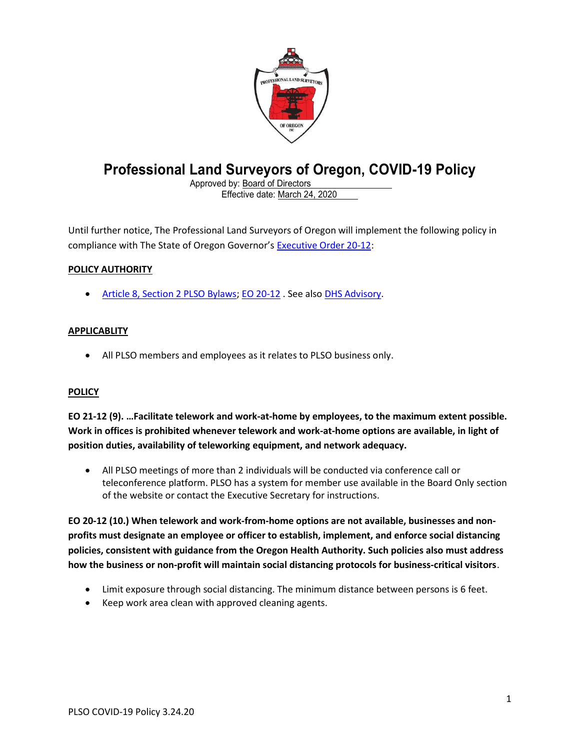# Professional Land Surveyors of Oregon, COVID-19 Policy

Approved by: Board of Directors
Effective date: March 24, 2020

Until further notice, The Professional Land Surveyors of Oregon will implement the following policy in compliance with The State of Oregon Governor's Executive Order 20-12:

## POLICY AUTHORITY

- Article 8, Section 2 PLSO Bylaws; EO 20-12 . See also DHS Advisory.

## APPLICABLITY

- All PLSO members and employees as it relates to PLSO business only.

## POLICY

**EO 21-12 (9). …Facilitate telework and work-at-home by employees, to the maximum extent possible. Work in offices is prohibited whenever telework and work-at-home options are available, in light of position duties, availability of teleworking equipment, and network adequacy.**

- All PLSO meetings of more than 2 individuals will be conducted via conference call or teleconference platform. PLSO has a system for member use available in the Board Only section of the website or contact the Executive Secretary for instructions.

**EO 20-12 (10.) When telework and work-from-home options are not available, businesses and non-profits must designate an employee or officer to establish, implement, and enforce social distancing policies, consistent with guidance from the Oregon Health Authority. Such policies also must address how the business or non-profit will maintain social distancing protocols for business-critical visitors**.

- Limit exposure through social distancing. The minimum distance between persons is 6 feet.
- Keep work area clean with approved cleaning agents.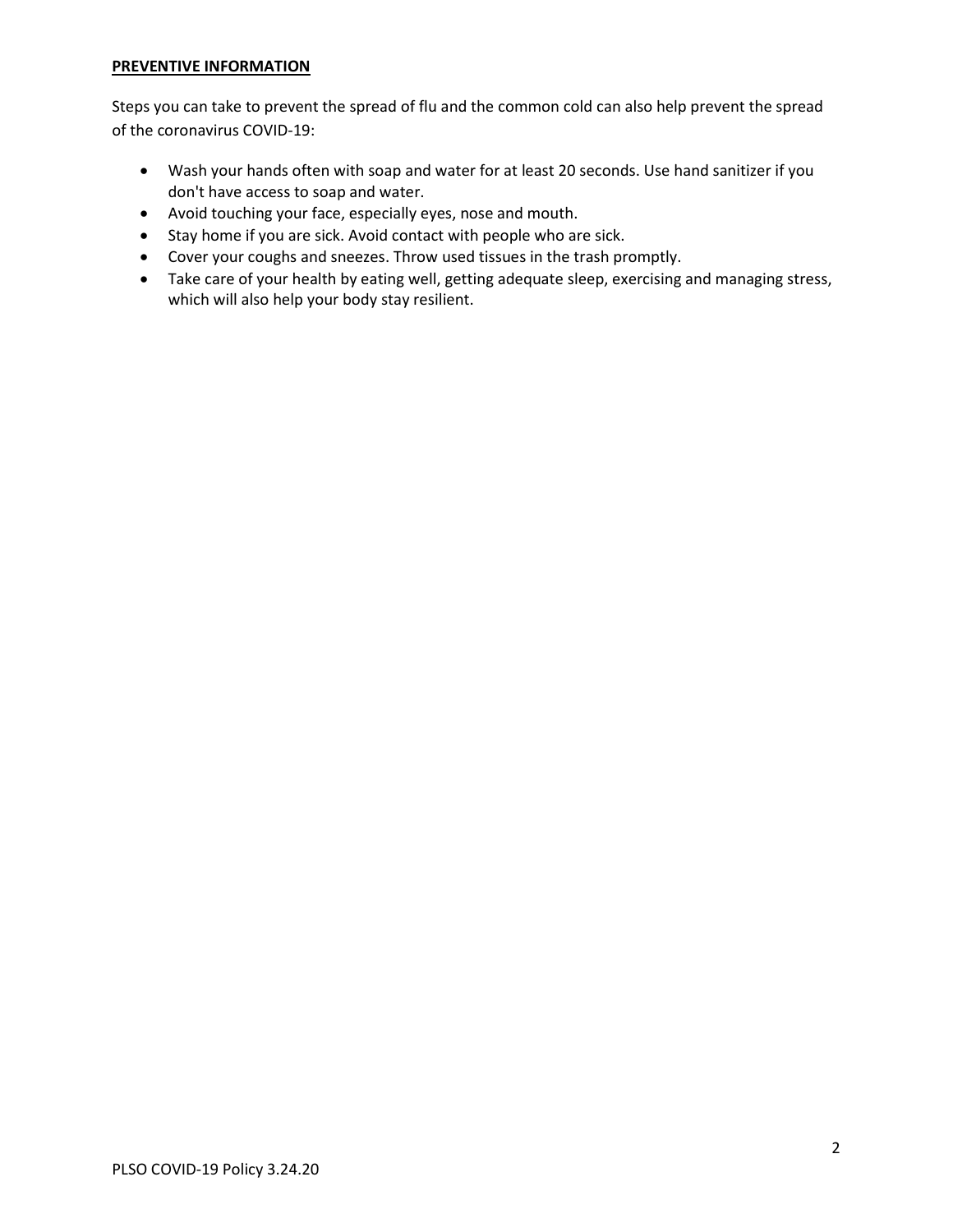## PREVENTIVE INFORMATION

Steps you can take to prevent the spread of flu and the common cold can also help prevent the spread of the coronavirus COVID-19:

- Wash your hands often with soap and water for at least 20 seconds. Use hand sanitizer if you don't have access to soap and water.
- Avoid touching your face, especially eyes, nose and mouth.
- Stay home if you are sick. Avoid contact with people who are sick.
- Cover your coughs and sneezes. Throw used tissues in the trash promptly.
- Take care of your health by eating well, getting adequate sleep, exercising and managing stress, which will also help your body stay resilient.